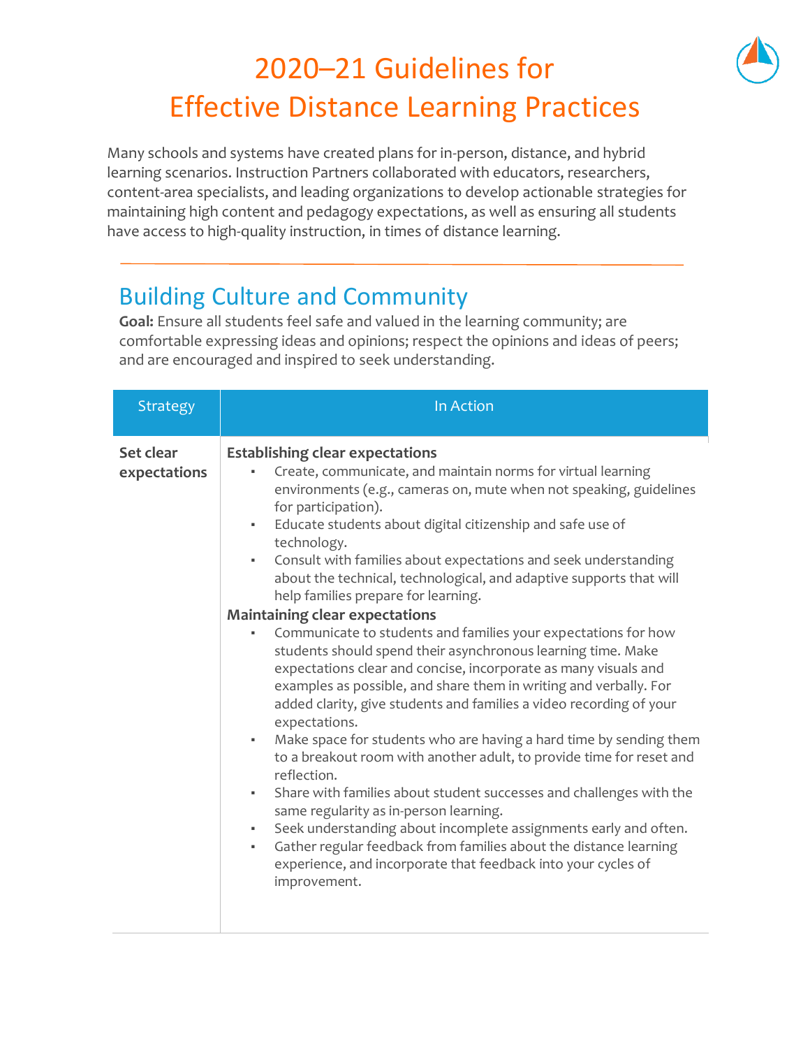# 2020–21 Guidelines for Effective Distance Learning Practices

Many schools and systems have created plans for in-person, distance, and hybrid learning scenarios. Instruction Partners collaborated with educators, researchers, content-area specialists, and leading organizations to develop actionable strategies for maintaining high content and pedagogy expectations, as well as ensuring all students have access to high-quality instruction, in times of distance learning.

## Building Culture and Community

**Goal:** Ensure all students feel safe and valued in the learning community; are comfortable expressing ideas and opinions; respect the opinions and ideas of peers; and are encouraged and inspired to seek understanding.

| Strategy | In Action |
| --- | --- |
| **Set clear expectations** | **Establishing clear expectations**<br>▪ Create, communicate, and maintain norms for virtual learning environments (e.g., cameras on, mute when not speaking, guidelines for participation).<br>▪ Educate students about digital citizenship and safe use of technology.<br>▪ Consult with families about expectations and seek understanding about the technical, technological, and adaptive supports that will help families prepare for learning.<br>**Maintaining clear expectations**<br>▪ Communicate to students and families your expectations for how students should spend their asynchronous learning time. Make expectations clear and concise, incorporate as many visuals and examples as possible, and share them in writing and verbally. For added clarity, give students and families a video recording of your expectations.<br>▪ Make space for students who are having a hard time by sending them to a breakout room with another adult, to provide time for reset and reflection.<br>▪ Share with families about student successes and challenges with the same regularity as in-person learning.<br>▪ Seek understanding about incomplete assignments early and often.<br>▪ Gather regular feedback from families about the distance learning experience, and incorporate that feedback into your cycles of improvement. |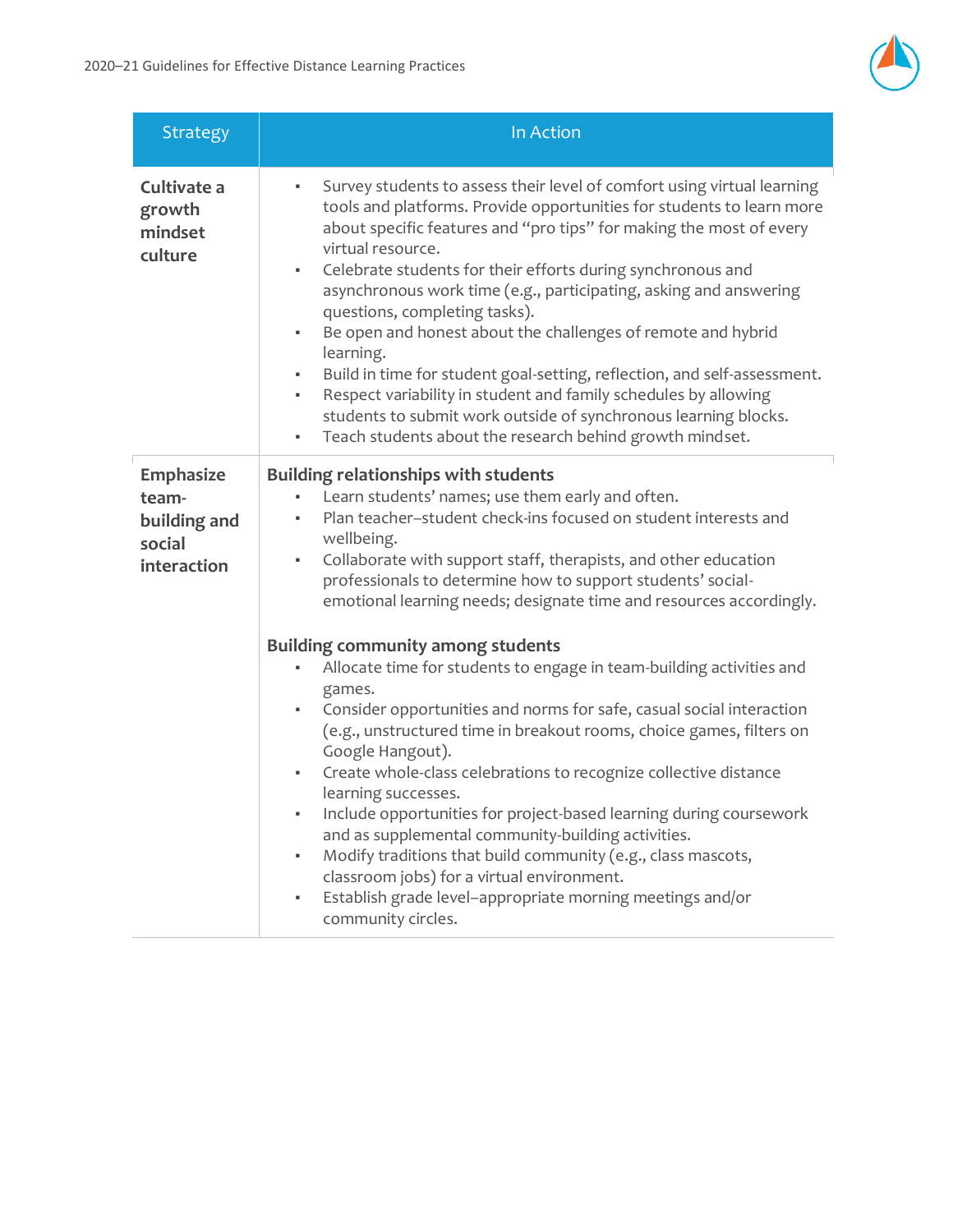| Strategy | In Action |
| --- | --- |
| **Cultivate a growth mindset culture** | ▪ Survey students to assess their level of comfort using virtual learning tools and platforms. Provide opportunities for students to learn more about specific features and "pro tips" for making the most of every virtual resource.<br>▪ Celebrate students for their efforts during synchronous and asynchronous work time (e.g., participating, asking and answering questions, completing tasks).<br>▪ Be open and honest about the challenges of remote and hybrid learning.<br>▪ Build in time for student goal-setting, reflection, and self-assessment.<br>▪ Respect variability in student and family schedules by allowing students to submit work outside of synchronous learning blocks.<br>▪ Teach students about the research behind growth mindset. |
| **Emphasize team-building and social interaction** | **Building relationships with students**<br>▪ Learn students' names; use them early and often.<br>▪ Plan teacher–student check-ins focused on student interests and wellbeing.<br>▪ Collaborate with support staff, therapists, and other education professionals to determine how to support students' social-emotional learning needs; designate time and resources accordingly.<br><br>**Building community among students**<br>▪ Allocate time for students to engage in team-building activities and games.<br>▪ Consider opportunities and norms for safe, casual social interaction (e.g., unstructured time in breakout rooms, choice games, filters on Google Hangout).<br>▪ Create whole-class celebrations to recognize collective distance learning successes.<br>▪ Include opportunities for project-based learning during coursework and as supplemental community-building activities.<br>▪ Modify traditions that build community (e.g., class mascots, classroom jobs) for a virtual environment.<br>▪ Establish grade level–appropriate morning meetings and/or community circles. |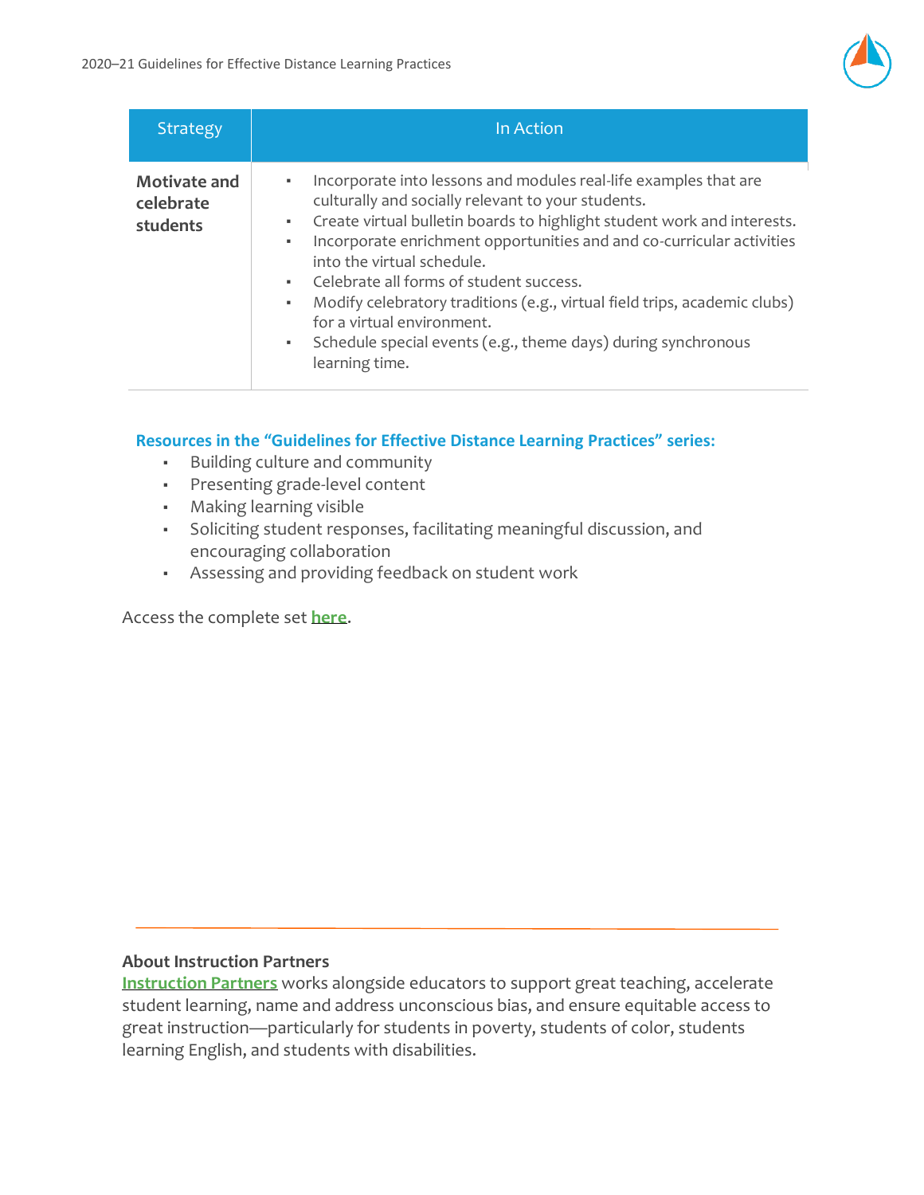| Strategy | In Action |
| --- | --- |
| **Motivate and celebrate students** | ▪ Incorporate into lessons and modules real-life examples that are culturally and socially relevant to your students.<br>▪ Create virtual bulletin boards to highlight student work and interests.<br>▪ Incorporate enrichment opportunities and and co-curricular activities into the virtual schedule.<br>▪ Celebrate all forms of student success.<br>▪ Modify celebratory traditions (e.g., virtual field trips, academic clubs) for a virtual environment.<br>▪ Schedule special events (e.g., theme days) during synchronous learning time. |

**Resources in the "Guidelines for Effective Distance Learning Practices" series:**

- Building culture and community
- Presenting grade-level content
- Making learning visible
- Soliciting student responses, facilitating meaningful discussion, and encouraging collaboration
- Assessing and providing feedback on student work

Access the complete set **here**.

---

**About Instruction Partners**

**Instruction Partners** works alongside educators to support great teaching, accelerate student learning, name and address unconscious bias, and ensure equitable access to great instruction—particularly for students in poverty, students of color, students learning English, and students with disabilities.